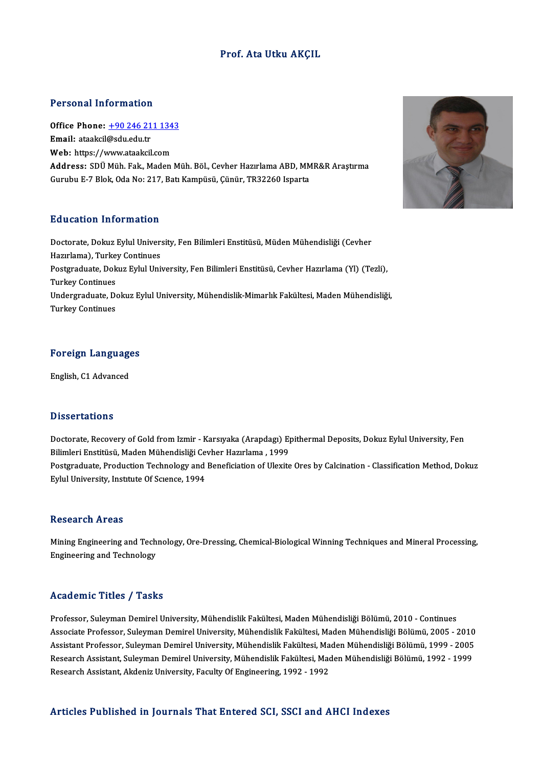# Prof. Ata Utku AKÇIL

## Personal Information

**Office Phone:** +90 246 211 1343
**Email:** ataakcil@sdu.edu.tr
**Web:** https://www.ataakcil.com
**Address:** SDÜ Müh. Fak., Maden Müh. Böl., Cevher Hazırlama ABD, MMR&R Araştırma Gurubu E-7 Blok, Oda No: 217, Batı Kampüsü, Çünür, TR32260 Isparta

## Education Information

Doctorate, Dokuz Eylul University, Fen Bilimleri Enstitüsü, Müden Mühendisliği (Cevher Hazırlama), Turkey Continues
Postgraduate, Dokuz Eylul University, Fen Bilimleri Enstitüsü, Cevher Hazırlama (Yl) (Tezli), Turkey Continues
Undergraduate, Dokuz Eylul University, Mühendislik-Mimarlık Fakültesi, Maden Mühendisliği, Turkey Continues

## Foreign Languages

English, C1 Advanced

## Dissertations

Doctorate, Recovery of Gold from Izmir - Karsıyaka (Arapdagı) Epithermal Deposits, Dokuz Eylul University, Fen Bilimleri Enstitüsü, Maden Mühendisliği Cevher Hazırlama , 1999
Postgraduate, Production Technology and Beneficiation of Ulexite Ores by Calcination - Classification Method, Dokuz Eylul University, Institute Of Science, 1994

## Research Areas

Mining Engineering and Technology, Ore-Dressing, Chemical-Biological Winning Techniques and Mineral Processing, Engineering and Technology

## Academic Titles / Tasks

Professor, Suleyman Demirel University, Mühendislik Fakültesi, Maden Mühendisliği Bölümü, 2010 - Continues
Associate Professor, Suleyman Demirel University, Mühendislik Fakültesi, Maden Mühendisliği Bölümü, 2005 - 2010
Assistant Professor, Suleyman Demirel University, Mühendislik Fakültesi, Maden Mühendisliği Bölümü, 1999 - 2005
Research Assistant, Suleyman Demirel University, Mühendislik Fakültesi, Maden Mühendisliği Bölümü, 1992 - 1999
Research Assistant, Akdeniz University, Faculty Of Engineering, 1992 - 1992

## Articles Published in Journals That Entered SCI, SSCI and AHCI Indexes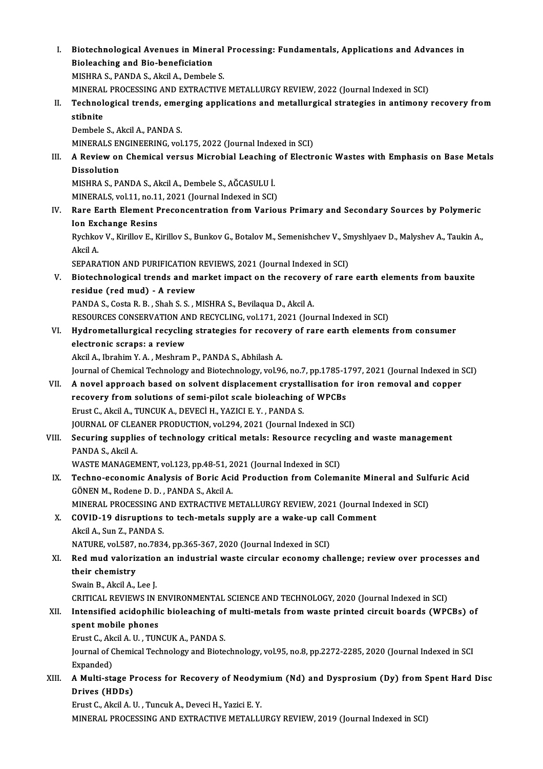I. **Biotechnological Avenues in Mineral Processing: Fundamentals, Applications and Advances in Bioleaching and Bio-beneficiation**
MISHRA S., PANDA S., Akcil A., Dembele S.
MINERAL PROCESSING AND EXTRACTIVE METALLURGY REVIEW, 2022 (Journal Indexed in SCI)

II. **Technological trends, emerging applications and metallurgical strategies in antimony recovery from stibnite**
Dembele S., Akcil A., PANDA S.
MINERALS ENGINEERING, vol.175, 2022 (Journal Indexed in SCI)

III. **A Review on Chemical versus Microbial Leaching of Electronic Wastes with Emphasis on Base Metals Dissolution**
MISHRA S., PANDA S., Akcil A., Dembele S., AĞCASULU İ.
MINERALS, vol.11, no.11, 2021 (Journal Indexed in SCI)

IV. **Rare Earth Element Preconcentration from Various Primary and Secondary Sources by Polymeric Ion Exchange Resins**
Rychkov V., Kirillov E., Kirillov S., Bunkov G., Botalov M., Semenishchev V., Smyshlyaev D., Malyshev A., Taukin A., Akcil A.
SEPARATION AND PURIFICATION REVIEWS, 2021 (Journal Indexed in SCI)

V. **Biotechnological trends and market impact on the recovery of rare earth elements from bauxite residue (red mud) - A review**
PANDA S., Costa R. B. , Shah S. S. , MISHRA S., Bevilaqua D., Akcil A.
RESOURCES CONSERVATION AND RECYCLING, vol.171, 2021 (Journal Indexed in SCI)

VI. **Hydrometallurgical recycling strategies for recovery of rare earth elements from consumer electronic scraps: a review**
Akcil A., Ibrahim Y. A. , Meshram P., PANDA S., Abhilash A.
Journal of Chemical Technology and Biotechnology, vol.96, no.7, pp.1785-1797, 2021 (Journal Indexed in SCI)

VII. **A novel approach based on solvent displacement crystallisation for iron removal and copper recovery from solutions of semi-pilot scale bioleaching of WPCBs**
Erust C., Akcil A., TUNCUK A., DEVECİ H., YAZICI E. Y. , PANDA S.
JOURNAL OF CLEANER PRODUCTION, vol.294, 2021 (Journal Indexed in SCI)

VIII. **Securing supplies of technology critical metals: Resource recycling and waste management**
PANDA S., Akcil A.
WASTE MANAGEMENT, vol.123, pp.48-51, 2021 (Journal Indexed in SCI)

IX. **Techno-economic Analysis of Boric Acid Production from Colemanite Mineral and Sulfuric Acid**
GÖNEN M., Rodene D. D. , PANDA S., Akcil A.
MINERAL PROCESSING AND EXTRACTIVE METALLURGY REVIEW, 2021 (Journal Indexed in SCI)

X. **COVID-19 disruptions to tech-metals supply are a wake-up call Comment**
Akcil A., Sun Z., PANDA S.
NATURE, vol.587, no.7834, pp.365-367, 2020 (Journal Indexed in SCI)

XI. **Red mud valorization an industrial waste circular economy challenge; review over processes and their chemistry**
Swain B., Akcil A., Lee J.
CRITICAL REVIEWS IN ENVIRONMENTAL SCIENCE AND TECHNOLOGY, 2020 (Journal Indexed in SCI)

XII. **Intensified acidophilic bioleaching of multi-metals from waste printed circuit boards (WPCBs) of spent mobile phones**
Erust C., Akcil A. U. , TUNCUK A., PANDA S.
Journal of Chemical Technology and Biotechnology, vol.95, no.8, pp.2272-2285, 2020 (Journal Indexed in SCI Expanded)

XIII. **A Multi-stage Process for Recovery of Neodymium (Nd) and Dysprosium (Dy) from Spent Hard Disc Drives (HDDs)**
Erust C., Akcil A. U. , Tuncuk A., Deveci H., Yazici E. Y.
MINERAL PROCESSING AND EXTRACTIVE METALLURGY REVIEW, 2019 (Journal Indexed in SCI)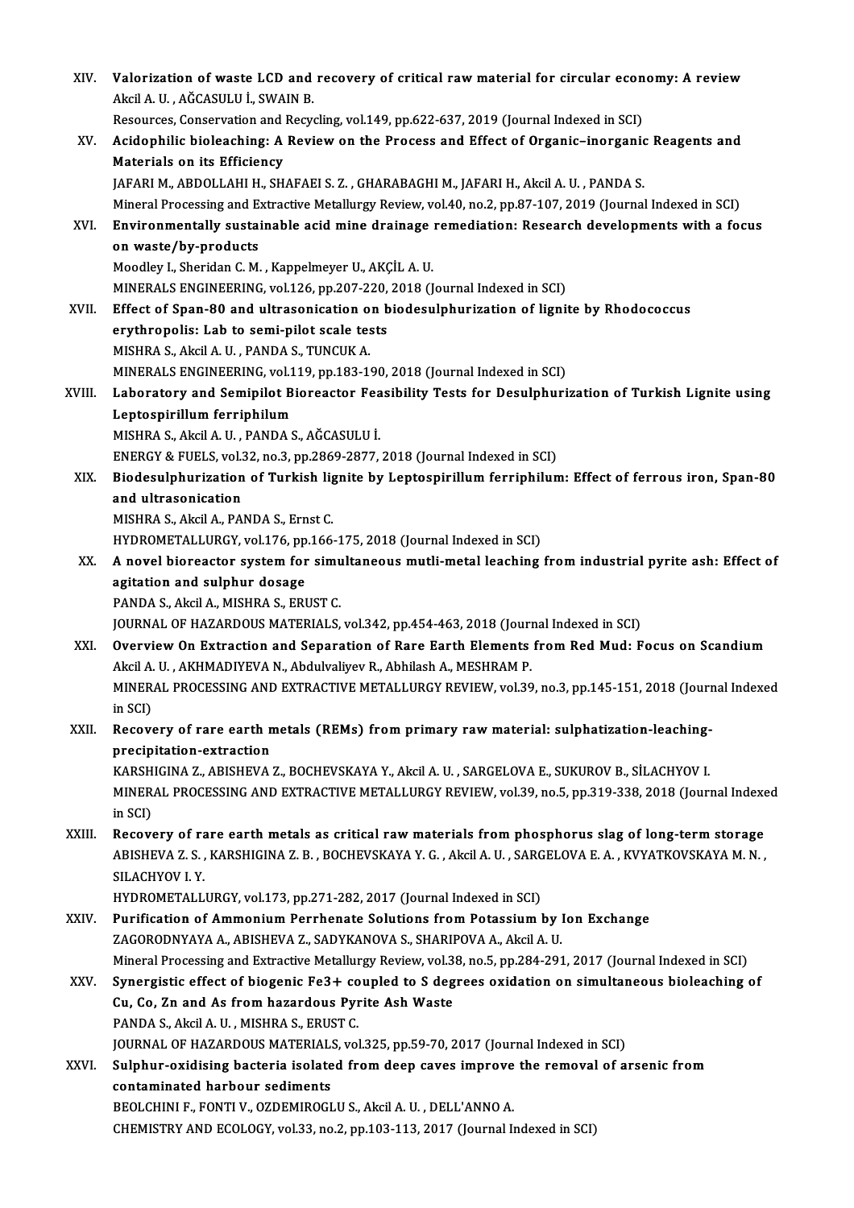XIV. **Valorization of waste LCD and recovery of critical raw material for circular economy: A review**
Akcil A. U. , AĞCASULU İ., SWAIN B.
Resources, Conservation and Recycling, vol.149, pp.622-637, 2019 (Journal Indexed in SCI)

XV. **Acidophilic bioleaching: A Review on the Process and Effect of Organic–inorganic Reagents and Materials on its Efficiency**
JAFARI M., ABDOLLAHI H., SHAFAEI S. Z. , GHARABAGHI M., JAFARI H., Akcil A. U. , PANDA S.
Mineral Processing and Extractive Metallurgy Review, vol.40, no.2, pp.87-107, 2019 (Journal Indexed in SCI)

XVI. **Environmentally sustainable acid mine drainage remediation: Research developments with a focus on waste/by-products**
Moodley I., Sheridan C. M. , Kappelmeyer U., AKÇİL A. U.
MINERALS ENGINEERING, vol.126, pp.207-220, 2018 (Journal Indexed in SCI)

XVII. **Effect of Span-80 and ultrasonication on biodesulphurization of lignite by Rhodococcus erythropolis: Lab to semi-pilot scale tests**
MISHRA S., Akcil A. U. , PANDA S., TUNCUK A.
MINERALS ENGINEERING, vol.119, pp.183-190, 2018 (Journal Indexed in SCI)

XVIII. **Laboratory and Semipilot Bioreactor Feasibility Tests for Desulphurization of Turkish Lignite using Leptospirillum ferriphilum**
MISHRA S., Akcil A. U. , PANDA S., AĞCASULU İ.
ENERGY & FUELS, vol.32, no.3, pp.2869-2877, 2018 (Journal Indexed in SCI)

XIX. **Biodesulphurization of Turkish lignite by Leptospirillum ferriphilum: Effect of ferrous iron, Span-80 and ultrasonication**
MISHRA S., Akcil A., PANDA S., Ernst C.
HYDROMETALLURGY, vol.176, pp.166-175, 2018 (Journal Indexed in SCI)

XX. **A novel bioreactor system for simultaneous mutli-metal leaching from industrial pyrite ash: Effect of agitation and sulphur dosage**
PANDA S., Akcil A., MISHRA S., ERUST C.
JOURNAL OF HAZARDOUS MATERIALS, vol.342, pp.454-463, 2018 (Journal Indexed in SCI)

XXI. **Overview On Extraction and Separation of Rare Earth Elements from Red Mud: Focus on Scandium**
Akcil A. U. , AKHMADIYEVA N., Abdulvaliyev R., Abhilash A., MESHRAM P.
MINERAL PROCESSING AND EXTRACTIVE METALLURGY REVIEW, vol.39, no.3, pp.145-151, 2018 (Journal Indexed in SCI)

XXII. **Recovery of rare earth metals (REMs) from primary raw material: sulphatization-leaching-precipitation-extraction**
KARSHIGINA Z., ABISHEVA Z., BOCHEVSKAYA Y., Akcil A. U. , SARGELOVA E., SUKUROV B., SİLACHYOV I.
MINERAL PROCESSING AND EXTRACTIVE METALLURGY REVIEW, vol.39, no.5, pp.319-338, 2018 (Journal Indexed in SCI)

XXIII. **Recovery of rare earth metals as critical raw materials from phosphorus slag of long-term storage**
ABISHEVA Z. S. , KARSHIGINA Z. B. , BOCHEVSKAYA Y. G. , Akcil A. U. , SARGELOVA E. A. , KVYATKOVSKAYA M. N. , SILACHYOV I. Y.
HYDROMETALLURGY, vol.173, pp.271-282, 2017 (Journal Indexed in SCI)

XXIV. **Purification of Ammonium Perrhenate Solutions from Potassium by Ion Exchange**
ZAGORODNYAYA A., ABISHEVA Z., SADYKANOVA S., SHARIPOVA A., Akcil A. U.
Mineral Processing and Extractive Metallurgy Review, vol.38, no.5, pp.284-291, 2017 (Journal Indexed in SCI)

XXV. **Synergistic effect of biogenic $Fe^{3+}$ coupled to S degrees oxidation on simultaneous bioleaching of Cu, Co, Zn and As from hazardous Pyrite Ash Waste**
PANDA S., Akcil A. U. , MISHRA S., ERUST C.
JOURNAL OF HAZARDOUS MATERIALS, vol.325, pp.59-70, 2017 (Journal Indexed in SCI)

XXVI. **Sulphur-oxidising bacteria isolated from deep caves improve the removal of arsenic from contaminated harbour sediments**
BEOLCHINI F., FONTI V., OZDEMIROGLU S., Akcil A. U. , DELL'ANNO A.
CHEMISTRY AND ECOLOGY, vol.33, no.2, pp.103-113, 2017 (Journal Indexed in SCI)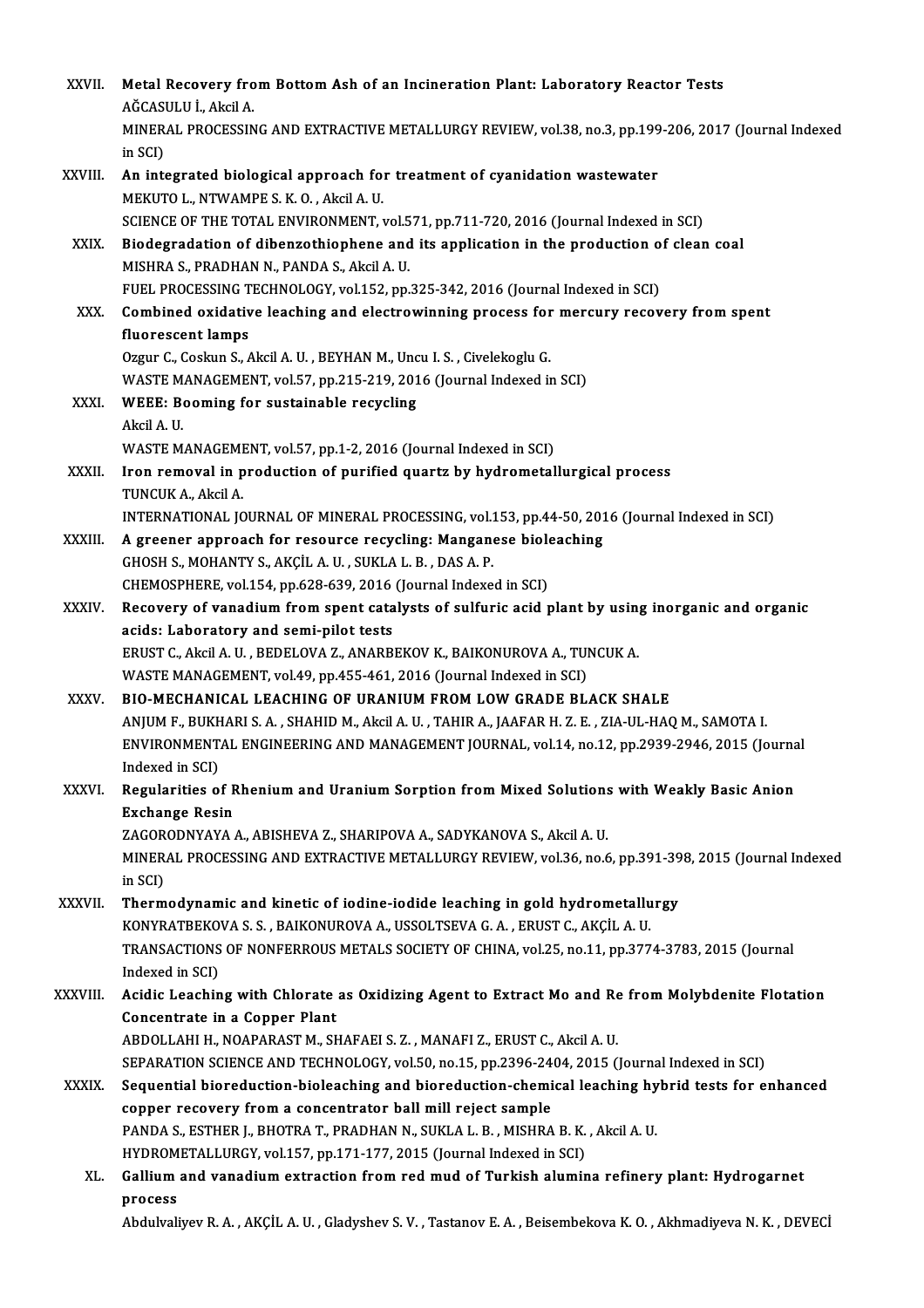XXVII. **Metal Recovery from Bottom Ash of an Incineration Plant: Laboratory Reactor Tests**
AĞCASULU İ., Akcil A.
MINERAL PROCESSING AND EXTRACTIVE METALLURGY REVIEW, vol.38, no.3, pp.199-206, 2017 (Journal Indexed in SCI)

XXVIII. **An integrated biological approach for treatment of cyanidation wastewater**
MEKUTO L., NTWAMPE S. K. O. , Akcil A. U.
SCIENCE OF THE TOTAL ENVIRONMENT, vol.571, pp.711-720, 2016 (Journal Indexed in SCI)

XXIX. **Biodegradation of dibenzothiophene and its application in the production of clean coal**
MISHRA S., PRADHAN N., PANDA S., Akcil A. U.
FUEL PROCESSING TECHNOLOGY, vol.152, pp.325-342, 2016 (Journal Indexed in SCI)

XXX. **Combined oxidative leaching and electrowinning process for mercury recovery from spent fluorescent lamps**
Ozgur C., Coskun S., Akcil A. U. , BEYHAN M., Uncu I. S. , Civelekoglu G.
WASTE MANAGEMENT, vol.57, pp.215-219, 2016 (Journal Indexed in SCI)

XXXI. **WEEE: Booming for sustainable recycling**
Akcil A. U.
WASTE MANAGEMENT, vol.57, pp.1-2, 2016 (Journal Indexed in SCI)

XXXII. **Iron removal in production of purified quartz by hydrometallurgical process**
TUNCUK A., Akcil A.
INTERNATIONAL JOURNAL OF MINERAL PROCESSING, vol.153, pp.44-50, 2016 (Journal Indexed in SCI)

XXXIII. **A greener approach for resource recycling: Manganese bioleaching**
GHOSH S., MOHANTY S., AKÇİL A. U. , SUKLA L. B. , DAS A. P.
CHEMOSPHERE, vol.154, pp.628-639, 2016 (Journal Indexed in SCI)

XXXIV. **Recovery of vanadium from spent catalysts of sulfuric acid plant by using inorganic and organic acids: Laboratory and semi-pilot tests**
ERUST C., Akcil A. U. , BEDELOVA Z., ANARBEKOV K., BAIKONUROVA A., TUNCUK A.
WASTE MANAGEMENT, vol.49, pp.455-461, 2016 (Journal Indexed in SCI)

XXXV. **BIO-MECHANICAL LEACHING OF URANIUM FROM LOW GRADE BLACK SHALE**
ANJUM F., BUKHARI S. A. , SHAHID M., Akcil A. U. , TAHIR A., JAAFAR H. Z. E. , ZIA-UL-HAQ M., SAMOTA I.
ENVIRONMENTAL ENGINEERING AND MANAGEMENT JOURNAL, vol.14, no.12, pp.2939-2946, 2015 (Journal Indexed in SCI)

XXXVI. **Regularities of Rhenium and Uranium Sorption from Mixed Solutions with Weakly Basic Anion Exchange Resin**
ZAGORODNYAYA A., ABISHEVA Z., SHARIPOVA A., SADYKANOVA S., Akcil A. U.
MINERAL PROCESSING AND EXTRACTIVE METALLURGY REVIEW, vol.36, no.6, pp.391-398, 2015 (Journal Indexed in SCI)

XXXVII. **Thermodynamic and kinetic of iodine-iodide leaching in gold hydrometallurgy**
KONYRATBEKOVA S. S. , BAIKONUROVA A., USSOLTSEVA G. A. , ERUST C., AKÇİL A. U.
TRANSACTIONS OF NONFERROUS METALS SOCIETY OF CHINA, vol.25, no.11, pp.3774-3783, 2015 (Journal Indexed in SCI)

XXXVIII. **Acidic Leaching with Chlorate as Oxidizing Agent to Extract Mo and Re from Molybdenite Flotation Concentrate in a Copper Plant**
ABDOLLAHI H., NOAPARAST M., SHAFAEI S. Z. , MANAFI Z., ERUST C., Akcil A. U.
SEPARATION SCIENCE AND TECHNOLOGY, vol.50, no.15, pp.2396-2404, 2015 (Journal Indexed in SCI)

XXXIX. **Sequential bioreduction-bioleaching and bioreduction-chemical leaching hybrid tests for enhanced copper recovery from a concentrator ball mill reject sample**
PANDA S., ESTHER J., BHOTRA T., PRADHAN N., SUKLA L. B. , MISHRA B. K. , Akcil A. U.
HYDROMETALLURGY, vol.157, pp.171-177, 2015 (Journal Indexed in SCI)

XL. **Gallium and vanadium extraction from red mud of Turkish alumina refinery plant: Hydrogarnet process**
Abdulvaliyev R. A. , AKÇİL A. U. , Gladyshev S. V. , Tastanov E. A. , Beisembekova K. O. , Akhmadiyeva N. K. , DEVECİ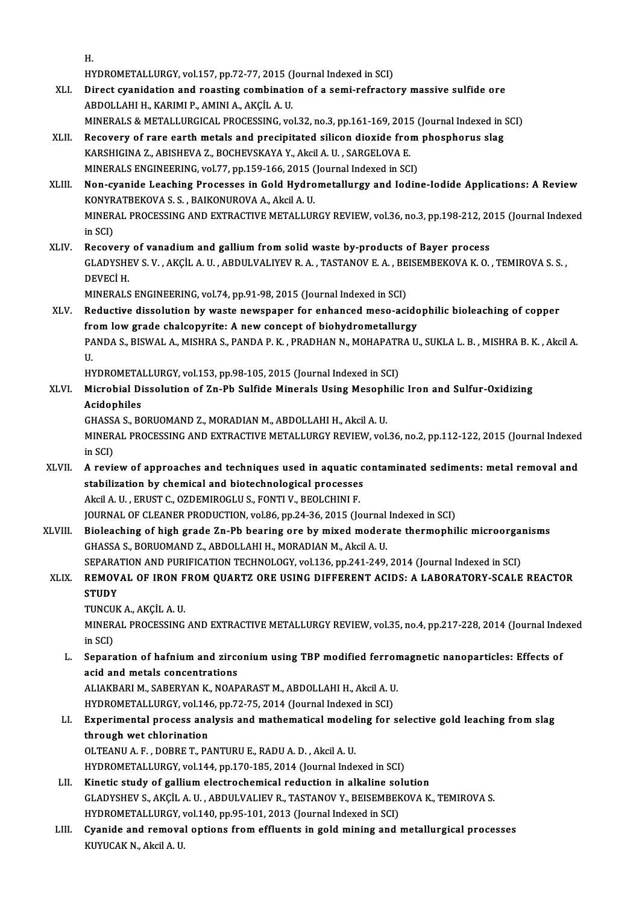H.
HYDROMETALLURGY, vol.157, pp.72-77, 2015 (Journal Indexed in SCI)

XLI. **Direct cyanidation and roasting combination of a semi-refractory massive sulfide ore**
ABDOLLAHI H., KARIMI P., AMINI A., AKÇİL A. U.
MINERALS & METALLURGICAL PROCESSING, vol.32, no.3, pp.161-169, 2015 (Journal Indexed in SCI)

XLII. **Recovery of rare earth metals and precipitated silicon dioxide from phosphorus slag**
KARSHIGINA Z., ABISHEVA Z., BOCHEVSKAYA Y., Akcil A. U. , SARGELOVA E.
MINERALS ENGINEERING, vol.77, pp.159-166, 2015 (Journal Indexed in SCI)

XLIII. **Non-cyanide Leaching Processes in Gold Hydrometallurgy and Iodine-Iodide Applications: A Review**
KONYRATBEKOVA S. S. , BAIKONUROVA A., Akcil A. U.
MINERAL PROCESSING AND EXTRACTIVE METALLURGY REVIEW, vol.36, no.3, pp.198-212, 2015 (Journal Indexed in SCI)

XLIV. **Recovery of vanadium and gallium from solid waste by-products of Bayer process**
GLADYSHEV S. V. , AKÇİL A. U. , ABDULVALIYEV R. A. , TASTANOV E. A. , BEISEMBEKOVA K. O. , TEMIROVA S. S. , DEVECİ H.
MINERALS ENGINEERING, vol.74, pp.91-98, 2015 (Journal Indexed in SCI)

XLV. **Reductive dissolution by waste newspaper for enhanced meso-acidophilic bioleaching of copper from low grade chalcopyrite: A new concept of biohydrometallurgy**
PANDA S., BISWAL A., MISHRA S., PANDA P. K. , PRADHAN N., MOHAPATRA U., SUKLA L. B. , MISHRA B. K. , Akcil A. U.
HYDROMETALLURGY, vol.153, pp.98-105, 2015 (Journal Indexed in SCI)

XLVI. **Microbial Dissolution of Zn-Pb Sulfide Minerals Using Mesophilic Iron and Sulfur-Oxidizing Acidophiles**
GHASSA S., BORUOMAND Z., MORADIAN M., ABDOLLAHI H., Akcil A. U.
MINERAL PROCESSING AND EXTRACTIVE METALLURGY REVIEW, vol.36, no.2, pp.112-122, 2015 (Journal Indexed in SCI)

XLVII. **A review of approaches and techniques used in aquatic contaminated sediments: metal removal and stabilization by chemical and biotechnological processes**
Akcil A. U. , ERUST C., OZDEMIROGLU S., FONTI V., BEOLCHINI F.
JOURNAL OF CLEANER PRODUCTION, vol.86, pp.24-36, 2015 (Journal Indexed in SCI)

XLVIII. **Bioleaching of high grade Zn-Pb bearing ore by mixed moderate thermophilic microorganisms**
GHASSA S., BORUOMAND Z., ABDOLLAHI H., MORADIAN M., Akcil A. U.
SEPARATION AND PURIFICATION TECHNOLOGY, vol.136, pp.241-249, 2014 (Journal Indexed in SCI)

XLIX. **REMOVAL OF IRON FROM QUARTZ ORE USING DIFFERENT ACIDS: A LABORATORY-SCALE REACTOR STUDY**
TUNCUK A., AKÇİL A. U.
MINERAL PROCESSING AND EXTRACTIVE METALLURGY REVIEW, vol.35, no.4, pp.217-228, 2014 (Journal Indexed in SCI)

L. **Separation of hafnium and zirconium using TBP modified ferromagnetic nanoparticles: Effects of acid and metals concentrations**
ALIAKBARI M., SABERYAN K., NOAPARAST M., ABDOLLAHI H., Akcil A. U.
HYDROMETALLURGY, vol.146, pp.72-75, 2014 (Journal Indexed in SCI)

LI. **Experimental process analysis and mathematical modeling for selective gold leaching from slag through wet chlorination**
OLTEANU A. F. , DOBRE T., PANTURU E., RADU A. D. , Akcil A. U.
HYDROMETALLURGY, vol.144, pp.170-185, 2014 (Journal Indexed in SCI)

LII. **Kinetic study of gallium electrochemical reduction in alkaline solution**
GLADYSHEV S., AKÇİL A. U. , ABDULVALIEV R., TASTANOV Y., BEISEMBEKOVA K., TEMIROVA S.
HYDROMETALLURGY, vol.140, pp.95-101, 2013 (Journal Indexed in SCI)

LIII. **Cyanide and removal options from effluents in gold mining and metallurgical processes**
KUYUCAK N., Akcil A. U.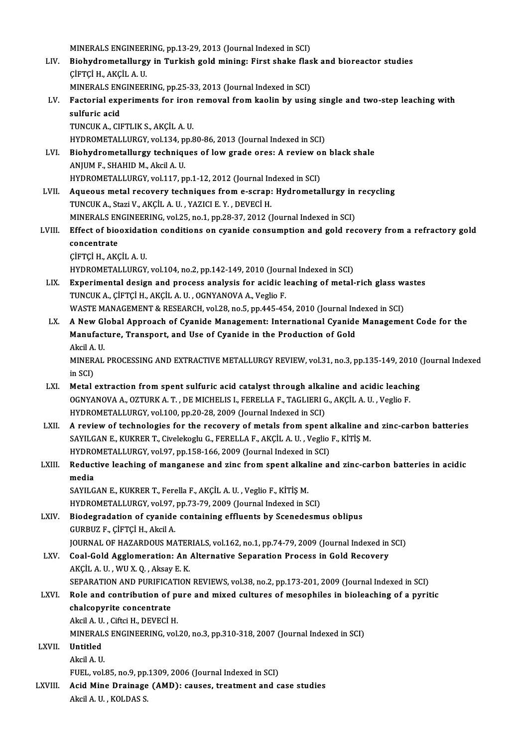MINERALS ENGINEERING, pp.13-29, 2013 (Journal Indexed in SCI)

LIV. **Biohydrometallurgy in Turkish gold mining: First shake flask and bioreactor studies**
ÇİFTÇİ H., AKÇİL A. U.
MINERALS ENGINEERING, pp.25-33, 2013 (Journal Indexed in SCI)

LV. **Factorial experiments for iron removal from kaolin by using single and two-step leaching with sulfuric acid**
TUNCUK A., CIFTLIK S., AKÇİL A. U.
HYDROMETALLURGY, vol.134, pp.80-86, 2013 (Journal Indexed in SCI)

LVI. **Biohydrometallurgy techniques of low grade ores: A review on black shale**
ANJUM F., SHAHID M., Akcil A. U.
HYDROMETALLURGY, vol.117, pp.1-12, 2012 (Journal Indexed in SCI)

LVII. **Aqueous metal recovery techniques from e-scrap: Hydrometallurgy in recycling**
TUNCUK A., Stazi V., AKÇİL A. U. , YAZICI E. Y. , DEVECİ H.
MINERALS ENGINEERING, vol.25, no.1, pp.28-37, 2012 (Journal Indexed in SCI)

LVIII. **Effect of biooxidation conditions on cyanide consumption and gold recovery from a refractory gold concentrate**
ÇİFTÇİ H., AKÇİL A. U.
HYDROMETALLURGY, vol.104, no.2, pp.142-149, 2010 (Journal Indexed in SCI)

LIX. **Experimental design and process analysis for acidic leaching of metal-rich glass wastes**
TUNCUK A., ÇİFTÇİ H., AKÇİL A. U. , OGNYANOVA A., Veglio F.
WASTE MANAGEMENT & RESEARCH, vol.28, no.5, pp.445-454, 2010 (Journal Indexed in SCI)

LX. **A New Global Approach of Cyanide Management: International Cyanide Management Code for the Manufacture, Transport, and Use of Cyanide in the Production of Gold**
Akcil A. U.
MINERAL PROCESSING AND EXTRACTIVE METALLURGY REVIEW, vol.31, no.3, pp.135-149, 2010 (Journal Indexed in SCI)

LXI. **Metal extraction from spent sulfuric acid catalyst through alkaline and acidic leaching**
OGNYANOVA A., OZTURK A. T. , DE MICHELIS I., FERELLA F., TAGLIERI G., AKÇİL A. U. , Veglio F.
HYDROMETALLURGY, vol.100, pp.20-28, 2009 (Journal Indexed in SCI)

LXII. **A review of technologies for the recovery of metals from spent alkaline and zinc-carbon batteries**
SAYILGAN E., KUKRER T., Civelekoglu G., FERELLA F., AKÇİL A. U. , Veglio F., KİTİŞ M.
HYDROMETALLURGY, vol.97, pp.158-166, 2009 (Journal Indexed in SCI)

LXIII. **Reductive leaching of manganese and zinc from spent alkaline and zinc-carbon batteries in acidic media**
SAYILGAN E., KUKRER T., Ferella F., AKÇİL A. U. , Veglio F., KİTİŞ M.
HYDROMETALLURGY, vol.97, pp.73-79, 2009 (Journal Indexed in SCI)

LXIV. **Biodegradation of cyanide containing effluents by Scenedesmus oblipus**
GURBUZ F., ÇİFTÇİ H., Akcil A.
JOURNAL OF HAZARDOUS MATERIALS, vol.162, no.1, pp.74-79, 2009 (Journal Indexed in SCI)

LXV. **Coal-Gold Agglomeration: An Alternative Separation Process in Gold Recovery**
AKÇİL A. U. , WU X. Q. , Aksay E. K.
SEPARATION AND PURIFICATION REVIEWS, vol.38, no.2, pp.173-201, 2009 (Journal Indexed in SCI)

LXVI. **Role and contribution of pure and mixed cultures of mesophiles in bioleaching of a pyritic chalcopyrite concentrate**
Akcil A. U. , Ciftci H., DEVECİ H.
MINERALS ENGINEERING, vol.20, no.3, pp.310-318, 2007 (Journal Indexed in SCI)

LXVII. **Untitled**
Akcil A. U.
FUEL, vol.85, no.9, pp.1309, 2006 (Journal Indexed in SCI)

LXVIII. **Acid Mine Drainage (AMD): causes, treatment and case studies**
Akcil A. U. , KOLDAS S.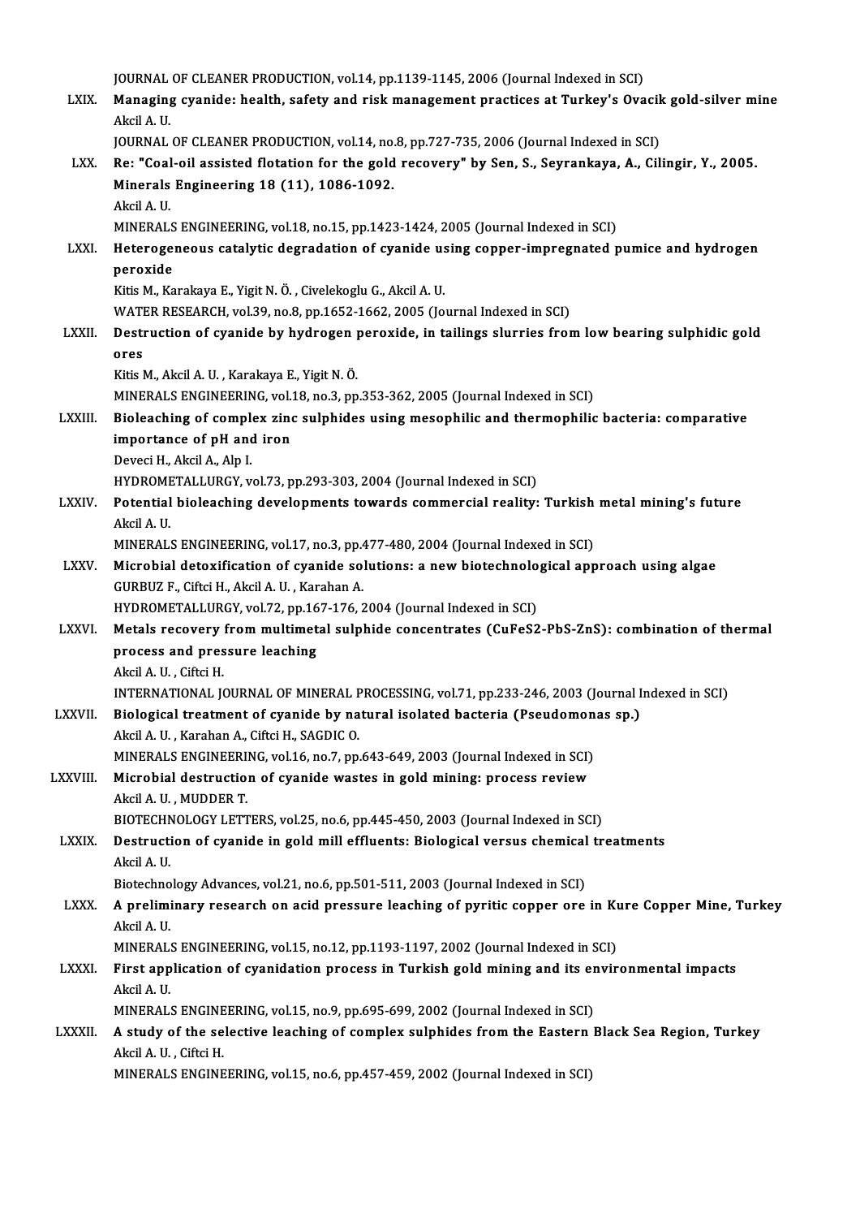JOURNAL OF CLEANER PRODUCTION, vol.14, pp.1139-1145, 2006 (Journal Indexed in SCI)

LXIX. **Managing cyanide: health, safety and risk management practices at Turkey's Ovacik gold-silver mine**
Akcil A. U.
JOURNAL OF CLEANER PRODUCTION, vol.14, no.8, pp.727-735, 2006 (Journal Indexed in SCI)

LXX. **Re: "Coal-oil assisted flotation for the gold recovery" by Sen, S., Seyrankaya, A., Cilingir, Y., 2005. Minerals Engineering 18 (11), 1086-1092.**
Akcil A. U.
MINERALS ENGINEERING, vol.18, no.15, pp.1423-1424, 2005 (Journal Indexed in SCI)

LXXI. **Heterogeneous catalytic degradation of cyanide using copper-impregnated pumice and hydrogen peroxide**
Kitis M., Karakaya E., Yigit N. Ö. , Civelekoglu G., Akcil A. U.
WATER RESEARCH, vol.39, no.8, pp.1652-1662, 2005 (Journal Indexed in SCI)

LXXII. **Destruction of cyanide by hydrogen peroxide, in tailings slurries from low bearing sulphidic gold ores**
Kitis M., Akcil A. U. , Karakaya E., Yigit N. Ö.
MINERALS ENGINEERING, vol.18, no.3, pp.353-362, 2005 (Journal Indexed in SCI)

LXXIII. **Bioleaching of complex zinc sulphides using mesophilic and thermophilic bacteria: comparative importance of pH and iron**
Deveci H., Akcil A., Alp I.
HYDROMETALLURGY, vol.73, pp.293-303, 2004 (Journal Indexed in SCI)

LXXIV. **Potential bioleaching developments towards commercial reality: Turkish metal mining's future**
Akcil A. U.
MINERALS ENGINEERING, vol.17, no.3, pp.477-480, 2004 (Journal Indexed in SCI)

LXXV. **Microbial detoxification of cyanide solutions: a new biotechnological approach using algae**
GURBUZ F., Ciftci H., Akcil A. U. , Karahan A.
HYDROMETALLURGY, vol.72, pp.167-176, 2004 (Journal Indexed in SCI)

LXXVI. **Metals recovery from multimetal sulphide concentrates ($CuFeS_2$-PbS-ZnS): combination of thermal process and pressure leaching**
Akcil A. U. , Ciftci H.
INTERNATIONAL JOURNAL OF MINERAL PROCESSING, vol.71, pp.233-246, 2003 (Journal Indexed in SCI)

LXXVII. **Biological treatment of cyanide by natural isolated bacteria (Pseudomonas sp.)**
Akcil A. U. , Karahan A., Ciftci H., SAGDIC O.
MINERALS ENGINEERING, vol.16, no.7, pp.643-649, 2003 (Journal Indexed in SCI)

LXXVIII. **Microbial destruction of cyanide wastes in gold mining: process review**
Akcil A. U. , MUDDER T.
BIOTECHNOLOGY LETTERS, vol.25, no.6, pp.445-450, 2003 (Journal Indexed in SCI)

LXXIX. **Destruction of cyanide in gold mill effluents: Biological versus chemical treatments**
Akcil A. U.
Biotechnology Advances, vol.21, no.6, pp.501-511, 2003 (Journal Indexed in SCI)

LXXX. **A preliminary research on acid pressure leaching of pyritic copper ore in Kure Copper Mine, Turkey**
Akcil A. U.
MINERALS ENGINEERING, vol.15, no.12, pp.1193-1197, 2002 (Journal Indexed in SCI)

LXXXI. **First application of cyanidation process in Turkish gold mining and its environmental impacts**
Akcil A. U.
MINERALS ENGINEERING, vol.15, no.9, pp.695-699, 2002 (Journal Indexed in SCI)

LXXXII. **A study of the selective leaching of complex sulphides from the Eastern Black Sea Region, Turkey**
Akcil A. U. , Ciftci H.
MINERALS ENGINEERING, vol.15, no.6, pp.457-459, 2002 (Journal Indexed in SCI)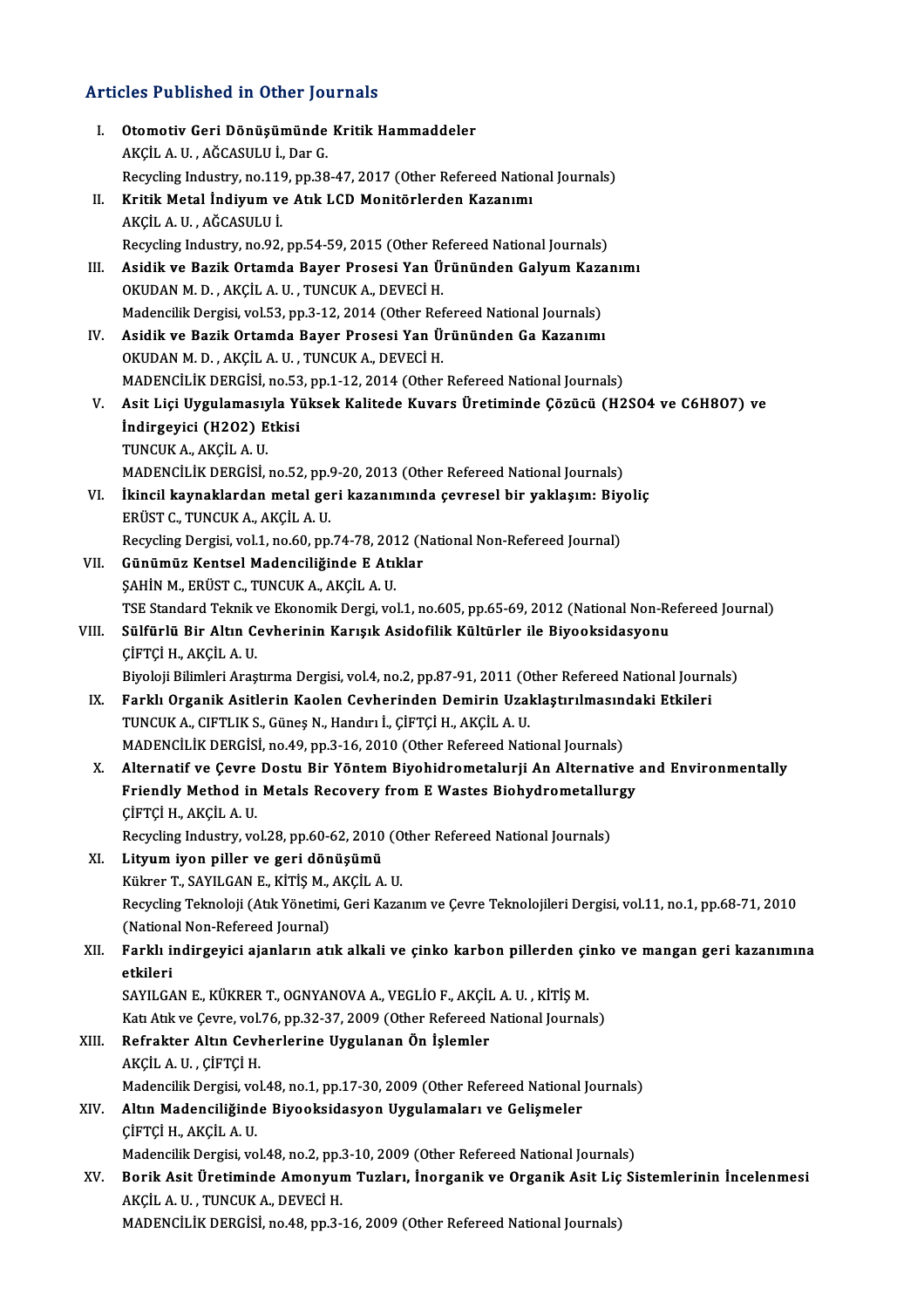## Articles Published in Other Journals

I. **Otomotiv Geri Dönüşümünde Kritik Hammaddeler**
AKÇİL A. U. , AĞCASULU İ., Dar G.
Recycling Industry, no.119, pp.38-47, 2017 (Other Refereed National Journals)

II. **Kritik Metal İndiyum ve Atık LCD Monitörlerden Kazanımı**
AKÇİL A. U. , AĞCASULU İ.
Recycling Industry, no.92, pp.54-59, 2015 (Other Refereed National Journals)

III. **Asidik ve Bazik Ortamda Bayer Prosesi Yan Ürününden Galyum Kazanımı**
OKUDAN M. D. , AKÇİL A. U. , TUNCUK A., DEVECİ H.
Madencilik Dergisi, vol.53, pp.3-12, 2014 (Other Refereed National Journals)

IV. **Asidik ve Bazik Ortamda Bayer Prosesi Yan Ürününden Ga Kazanımı**
OKUDAN M. D. , AKÇİL A. U. , TUNCUK A., DEVECİ H.
MADENCİLİK DERGİSİ, no.53, pp.1-12, 2014 (Other Refereed National Journals)

V. **Asit Liçi Uygulamasıyla Yüksek Kalitede Kuvars Üretiminde Çözücü (H2SO4 ve C6H8O7) ve İndirgeyici (H2O2) Etkisi**
TUNCUK A., AKÇİL A. U.
MADENCİLİK DERGİSİ, no.52, pp.9-20, 2013 (Other Refereed National Journals)

VI. **İkincil kaynaklardan metal geri kazanımında çevresel bir yaklaşım: Biyoliç**
ERÜST C., TUNCUK A., AKÇİL A. U.
Recycling Dergisi, vol.1, no.60, pp.74-78, 2012 (National Non-Refereed Journal)

VII. **Günümüz Kentsel Madenciliğinde E Atıklar**
ŞAHİN M., ERÜST C., TUNCUK A., AKÇİL A. U.
TSE Standard Teknik ve Ekonomik Dergi, vol.1, no.605, pp.65-69, 2012 (National Non-Refereed Journal)

VIII. **Sülfürlü Bir Altın Cevherinin Karışık Asidofilik Kültürler ile Biyooksidasyonu**
ÇİFTÇİ H., AKÇİL A. U.
Biyoloji Bilimleri Araştırma Dergisi, vol.4, no.2, pp.87-91, 2011 (Other Refereed National Journals)

IX. **Farklı Organik Asitlerin Kaolen Cevherinden Demirin Uzaklaştırılmasındaki Etkileri**
TUNCUK A., CIFTLIK S., Güneş N., Handırı İ., ÇİFTÇİ H., AKÇİL A. U.
MADENCİLİK DERGİSİ, no.49, pp.3-16, 2010 (Other Refereed National Journals)

X. **Alternatif ve Çevre Dostu Bir Yöntem Biyohidrometalurji An Alternative and Environmentally Friendly Method in Metals Recovery from E Wastes Biohydrometallurgy**
ÇİFTÇİ H., AKÇİL A. U.
Recycling Industry, vol.28, pp.60-62, 2010 (Other Refereed National Journals)

XI. **Lityum iyon piller ve geri dönüşümü**
Kükrer T., SAYILGAN E., KİTİŞ M., AKÇİL A. U.
Recycling Teknoloji (Atık Yönetimi, Geri Kazanım ve Çevre Teknolojileri Dergisi, vol.11, no.1, pp.68-71, 2010 (National Non-Refereed Journal)

XII. **Farklı indirgeyici ajanların atık alkali ve çinko karbon pillerden çinko ve mangan geri kazanımına etkileri**
SAYILGAN E., KÜKRER T., OGNYANOVA A., VEGLİO F., AKÇİL A. U. , KİTİŞ M.
Katı Atık ve Çevre, vol.76, pp.32-37, 2009 (Other Refereed National Journals)

XIII. **Refrakter Altın Cevherlerine Uygulanan Ön İşlemler**
AKÇİL A. U. , ÇİFTÇİ H.
Madencilik Dergisi, vol.48, no.1, pp.17-30, 2009 (Other Refereed National Journals)

XIV. **Altın Madenciliğinde Biyooksidasyon Uygulamaları ve Gelişmeler**
ÇİFTÇİ H., AKÇİL A. U.
Madencilik Dergisi, vol.48, no.2, pp.3-10, 2009 (Other Refereed National Journals)

XV. **Borik Asit Üretiminde Amonyum Tuzları, İnorganik ve Organik Asit Liç Sistemlerinin İncelenmesi**
AKÇİL A. U. , TUNCUK A., DEVECİ H.
MADENCİLİK DERGİSİ, no.48, pp.3-16, 2009 (Other Refereed National Journals)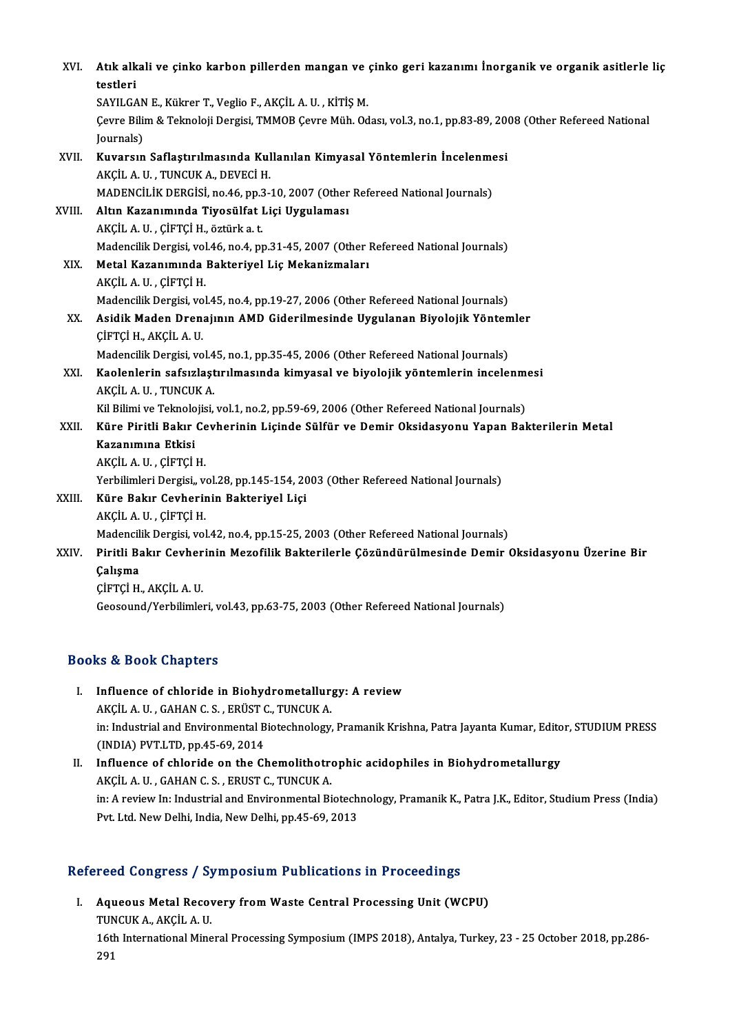XVI. **Atık alkali ve çinko karbon pillerden mangan ve çinko geri kazanımı İnorganik ve organik asitlerle liç testleri**
SAYILGAN E., Kükrer T., Veglio F., AKÇİL A. U. , KİTİŞ M.
Çevre Bilim & Teknoloji Dergisi, TMMOB Çevre Müh. Odası, vol.3, no.1, pp.83-89, 2008 (Other Refereed National Journals)

XVII. **Kuvarsın Saflaştırılmasında Kullanılan Kimyasal Yöntemlerin İncelenmesi**
AKÇİL A. U. , TUNCUK A., DEVECİ H.
MADENCİLİK DERGİSİ, no.46, pp.3-10, 2007 (Other Refereed National Journals)

XVIII. **Altın Kazanımında Tiyosülfat Liçi Uygulaması**
AKÇİL A. U. , ÇİFTÇİ H., öztürk a. t.
Madencilik Dergisi, vol.46, no.4, pp.31-45, 2007 (Other Refereed National Journals)

XIX. **Metal Kazanımında Bakteriyel Liç Mekanizmaları**
AKÇİL A. U. , ÇİFTÇİ H.
Madencilik Dergisi, vol.45, no.4, pp.19-27, 2006 (Other Refereed National Journals)

XX. **Asidik Maden Drenajının AMD Giderilmesinde Uygulanan Biyolojik Yöntemler**
ÇİFTÇİ H., AKÇİL A. U.
Madencilik Dergisi, vol.45, no.1, pp.35-45, 2006 (Other Refereed National Journals)

XXI. **Kaolenlerin safsızlaştırılmasında kimyasal ve biyolojik yöntemlerin incelenmesi**
AKÇİL A. U. , TUNCUK A.
Kil Bilimi ve Teknolojisi, vol.1, no.2, pp.59-69, 2006 (Other Refereed National Journals)

XXII. **Küre Piritli Bakır Cevherinin Liçinde Sülfür ve Demir Oksidasyonu Yapan Bakterilerin Metal Kazanımına Etkisi**
AKÇİL A. U. , ÇİFTÇİ H.
Yerbilimleri Dergisi,, vol.28, pp.145-154, 2003 (Other Refereed National Journals)

XXIII. **Küre Bakır Cevherinin Bakteriyel Liçi**
AKÇİL A. U. , ÇİFTÇİ H.
Madencilik Dergisi, vol.42, no.4, pp.15-25, 2003 (Other Refereed National Journals)

XXIV. **Piritli Bakır Cevherinin Mezofilik Bakterilerle Çözündürülmesinde Demir Oksidasyonu Üzerine Bir Çalışma**
ÇİFTÇİ H., AKÇİL A. U.
Geosound/Yerbilimleri, vol.43, pp.63-75, 2003 (Other Refereed National Journals)

## Books & Book Chapters

I. **Influence of chloride in Biohydrometallurgy: A review**
AKÇİL A. U. , GAHAN C. S. , ERÜST C., TUNCUK A.
in: Industrial and Environmental Biotechnology, Pramanik Krishna, Patra Jayanta Kumar, Editor, STUDIUM PRESS (INDIA) PVT.LTD, pp.45-69, 2014

II. **Influence of chloride on the Chemolithotrophic acidophiles in Biohydrometallurgy**
AKÇİL A. U. , GAHAN C. S. , ERUST C., TUNCUK A.
in: A review In: Industrial and Environmental Biotechnology, Pramanik K., Patra J.K., Editor, Studium Press (India) Pvt. Ltd. New Delhi, India, New Delhi, pp.45-69, 2013

## Refereed Congress / Symposium Publications in Proceedings

I. **Aqueous Metal Recovery from Waste Central Processing Unit (WCPU)**
TUNCUK A., AKÇİL A. U.
16th International Mineral Processing Symposium (IMPS 2018), Antalya, Turkey, 23 - 25 October 2018, pp.286-291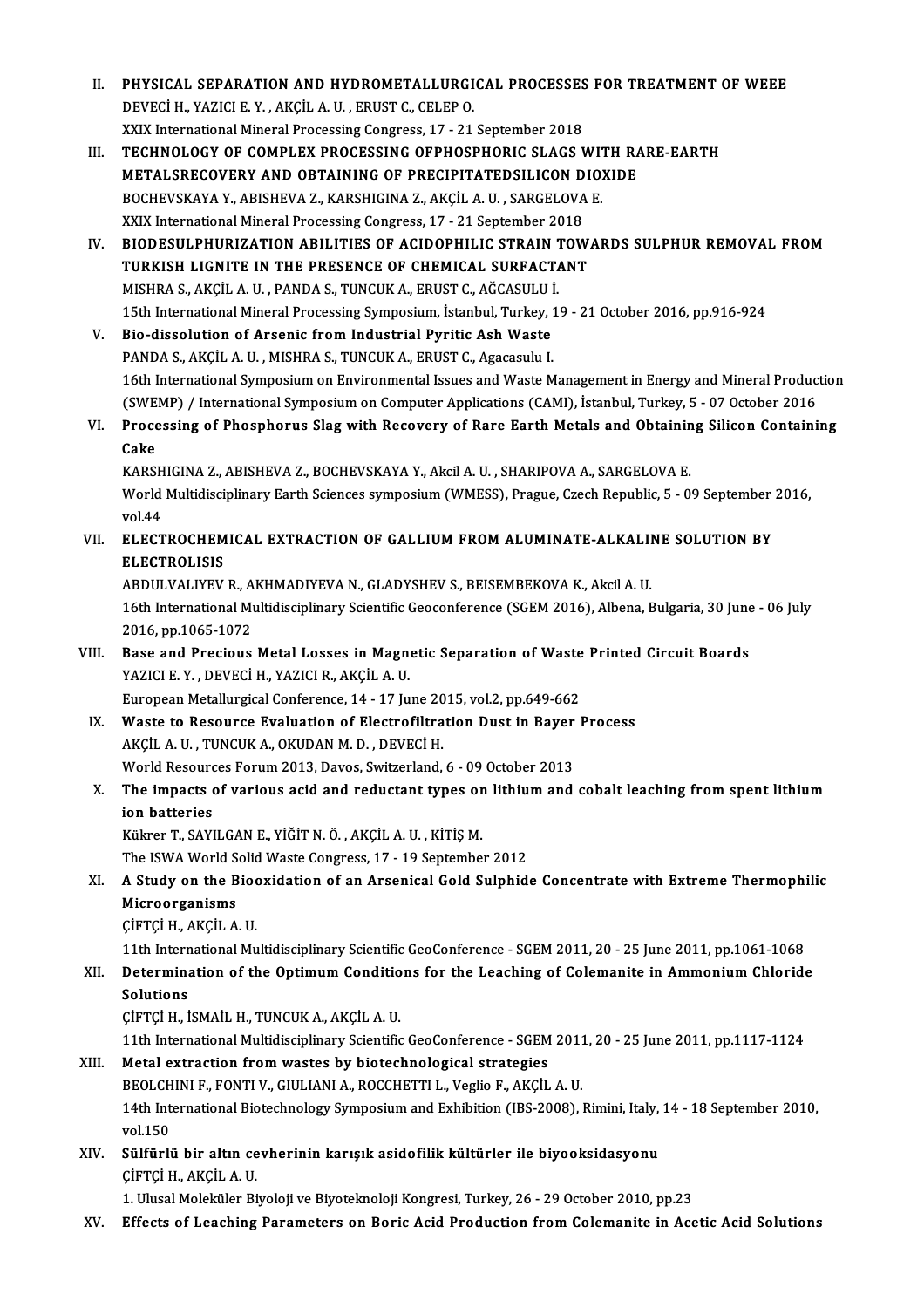II. **PHYSICAL SEPARATION AND HYDROMETALLURGICAL PROCESSES FOR TREATMENT OF WEEE**
DEVECİ H., YAZICI E. Y. , AKÇİL A. U. , ERUST C., CELEP O.
XXIX International Mineral Processing Congress, 17 - 21 September 2018

III. **TECHNOLOGY OF COMPLEX PROCESSING OFPHOSPHORIC SLAGS WITH RARE-EARTH METALSRECOVERY AND OBTAINING OF PRECIPITATEDSILICON DIOXIDE**
BOCHEVSKAYA Y., ABISHEVA Z., KARSHIGINA Z., AKÇİL A. U. , SARGELOVA E.
XXIX International Mineral Processing Congress, 17 - 21 September 2018

IV. **BIODESULPHURIZATION ABILITIES OF ACIDOPHILIC STRAIN TOWARDS SULPHUR REMOVAL FROM TURKISH LIGNITE IN THE PRESENCE OF CHEMICAL SURFACTANT**
MISHRA S., AKÇİL A. U. , PANDA S., TUNCUK A., ERUST C., AĞCASULU İ.
15th International Mineral Processing Symposium, İstanbul, Turkey, 19 - 21 October 2016, pp.916-924

V. **Bio-dissolution of Arsenic from Industrial Pyritic Ash Waste**
PANDA S., AKÇİL A. U. , MISHRA S., TUNCUK A., ERUST C., Agacasulu I.
16th International Symposium on Environmental Issues and Waste Management in Energy and Mineral Production (SWEMP) / International Symposium on Computer Applications (CAMI), İstanbul, Turkey, 5 - 07 October 2016

VI. **Processing of Phosphorus Slag with Recovery of Rare Earth Metals and Obtaining Silicon Containing Cake**
KARSHIGINA Z., ABISHEVA Z., BOCHEVSKAYA Y., Akcil A. U. , SHARIPOVA A., SARGELOVA E.
World Multidisciplinary Earth Sciences symposium (WMESS), Prague, Czech Republic, 5 - 09 September 2016, vol.44

VII. **ELECTROCHEMICAL EXTRACTION OF GALLIUM FROM ALUMINATE-ALKALINE SOLUTION BY ELECTROLISIS**
ABDULVALIYEV R., AKHMADIYEVA N., GLADYSHEV S., BEISEMBEKOVA K., Akcil A. U.
16th International Multidisciplinary Scientific Geoconference (SGEM 2016), Albena, Bulgaria, 30 June - 06 July 2016, pp.1065-1072

VIII. **Base and Precious Metal Losses in Magnetic Separation of Waste Printed Circuit Boards**
YAZICI E. Y. , DEVECİ H., YAZICI R., AKÇİL A. U.
European Metallurgical Conference, 14 - 17 June 2015, vol.2, pp.649-662

IX. **Waste to Resource Evaluation of Electrofiltration Dust in Bayer Process**
AKÇİL A. U. , TUNCUK A., OKUDAN M. D. , DEVECİ H.
World Resources Forum 2013, Davos, Switzerland, 6 - 09 October 2013

X. **The impacts of various acid and reductant types on lithium and cobalt leaching from spent lithium ion batteries**
Kükrer T., SAYILGAN E., YİĞİT N. Ö. , AKÇİL A. U. , KİTİŞ M.
The ISWA World Solid Waste Congress, 17 - 19 September 2012

XI. **A Study on the Biooxidation of an Arsenical Gold Sulphide Concentrate with Extreme Thermophilic Microorganisms**
ÇİFTÇİ H., AKÇİL A. U.
11th International Multidisciplinary Scientific GeoConference - SGEM 2011, 20 - 25 June 2011, pp.1061-1068

XII. **Determination of the Optimum Conditions for the Leaching of Colemanite in Ammonium Chloride Solutions**
ÇİFTÇİ H., İSMAİL H., TUNCUK A., AKÇİL A. U.
11th International Multidisciplinary Scientific GeoConference - SGEM 2011, 20 - 25 June 2011, pp.1117-1124

XIII. **Metal extraction from wastes by biotechnological strategies**
BEOLCHINI F., FONTI V., GIULIANI A., ROCCHETTI L., Veglio F., AKÇİL A. U.
14th International Biotechnology Symposium and Exhibition (IBS-2008), Rimini, Italy, 14 - 18 September 2010, vol.150

XIV. **Sülfürlü bir altın cevherinin karışık asidofilik kültürler ile biyooksidasyonu**
ÇİFTÇİ H., AKÇİL A. U.
1. Ulusal Moleküler Biyoloji ve Biyoteknoloji Kongresi, Turkey, 26 - 29 October 2010, pp.23

XV. **Effects of Leaching Parameters on Boric Acid Production from Colemanite in Acetic Acid Solutions**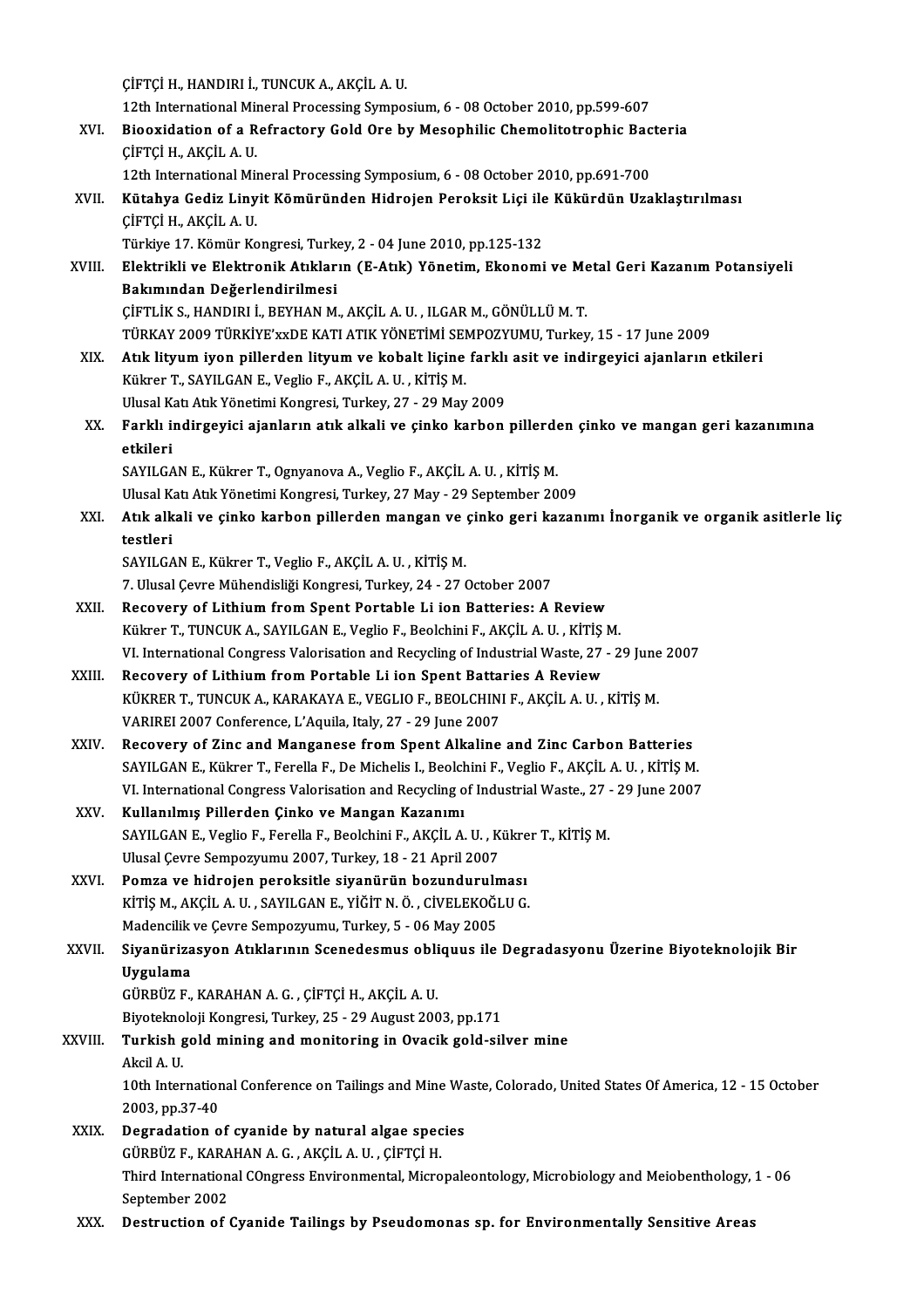ÇİFTÇİ H., HANDIRI İ., TUNCUK A., AKÇİL A. U.
12th International Mineral Processing Symposium, 6 - 08 October 2010, pp.599-607

XVI. **Biooxidation of a Refractory Gold Ore by Mesophilic Chemolitotrophic Bacteria**
ÇİFTÇİ H., AKÇİL A. U.
12th International Mineral Processing Symposium, 6 - 08 October 2010, pp.691-700

XVII. **Kütahya Gediz Linyit Kömüründen Hidrojen Peroksit Liçi ile Kükürdün Uzaklaştırılması**
ÇİFTÇİ H., AKÇİL A. U.
Türkiye 17. Kömür Kongresi, Turkey, 2 - 04 June 2010, pp.125-132

XVIII. **Elektrikli ve Elektronik Atıkların (E-Atık) Yönetim, Ekonomi ve Metal Geri Kazanım Potansiyeli Bakımından Değerlendirilmesi**
ÇİFTLİK S., HANDIRI İ., BEYHAN M., AKÇİL A. U. , ILGAR M., GÖNÜLLÜ M. T.
TÜRKAY 2009 TÜRKİYE'xxDE KATI ATIK YÖNETİMİ SEMPOZYUMU, Turkey, 15 - 17 June 2009

XIX. **Atık lityum iyon pillerden lityum ve kobalt liçine farklı asit ve indirgeyici ajanların etkileri**
Kükrer T., SAYILGAN E., Veglio F., AKÇİL A. U. , KİTİŞ M.
Ulusal Katı Atık Yönetimi Kongresi, Turkey, 27 - 29 May 2009

XX. **Farklı indirgeyici ajanların atık alkali ve çinko karbon pillerden çinko ve mangan geri kazanımına etkileri**
SAYILGAN E., Kükrer T., Ognyanova A., Veglio F., AKÇİL A. U. , KİTİŞ M.
Ulusal Katı Atık Yönetimi Kongresi, Turkey, 27 May - 29 September 2009

XXI. **Atık alkali ve çinko karbon pillerden mangan ve çinko geri kazanımı İnorganik ve organik asitlerle liç testleri**
SAYILGAN E., Kükrer T., Veglio F., AKÇİL A. U. , KİTİŞ M.
7. Ulusal Çevre Mühendisliği Kongresi, Turkey, 24 - 27 October 2007

XXII. **Recovery of Lithium from Spent Portable Li ion Batteries: A Review**
Kükrer T., TUNCUK A., SAYILGAN E., Veglio F., Beolchini F., AKÇİL A. U. , KİTİŞ M.
VI. International Congress Valorisation and Recycling of Industrial Waste, 27 - 29 June 2007

XXIII. **Recovery of Lithium from Portable Li ion Spent Battaries A Review**
KÜKRER T., TUNCUK A., KARAKAYA E., VEGLIO F., BEOLCHINI F., AKÇİL A. U. , KİTİŞ M.
VARIREI 2007 Conference, L'Aquila, Italy, 27 - 29 June 2007

XXIV. **Recovery of Zinc and Manganese from Spent Alkaline and Zinc Carbon Batteries**
SAYILGAN E., Kükrer T., Ferella F., De Michelis I., Beolchini F., Veglio F., AKÇİL A. U. , KİTİŞ M.
VI. International Congress Valorisation and Recycling of Industrial Waste., 27 - 29 June 2007

XXV. **Kullanılmış Pillerden Çinko ve Mangan Kazanımı**
SAYILGAN E., Veglio F., Ferella F., Beolchini F., AKÇİL A. U. , Kükrer T., KİTİŞ M.
Ulusal Çevre Sempozyumu 2007, Turkey, 18 - 21 April 2007

XXVI. **Pomza ve hidrojen peroksitle siyanürün bozundurulması**
KİTİŞ M., AKÇİL A. U. , SAYILGAN E., YİĞİT N. Ö. , CİVELEKOĞLU G.
Madencilik ve Çevre Sempozyumu, Turkey, 5 - 06 May 2005

XXVII. **Siyanürizasyon Atıklarının Scenedesmus obliquus ile Degradasyonu Üzerine Biyoteknolojik Bir Uygulama**
GÜRBÜZ F., KARAHAN A. G. , ÇİFTÇİ H., AKÇİL A. U.
Biyoteknoloji Kongresi, Turkey, 25 - 29 August 2003, pp.171

XXVIII. **Turkish gold mining and monitoring in Ovacik gold-silver mine**
Akcil A. U.
10th International Conference on Tailings and Mine Waste, Colorado, United States Of America, 12 - 15 October 2003, pp.37-40

XXIX. **Degradation of cyanide by natural algae species**
GÜRBÜZ F., KARAHAN A. G. , AKÇİL A. U. , ÇİFTÇİ H.
Third International COngress Environmental, Micropaleontology, Microbiology and Meiobenthology, 1 - 06 September 2002

XXX. **Destruction of Cyanide Tailings by Pseudomonas sp. for Environmentally Sensitive Areas**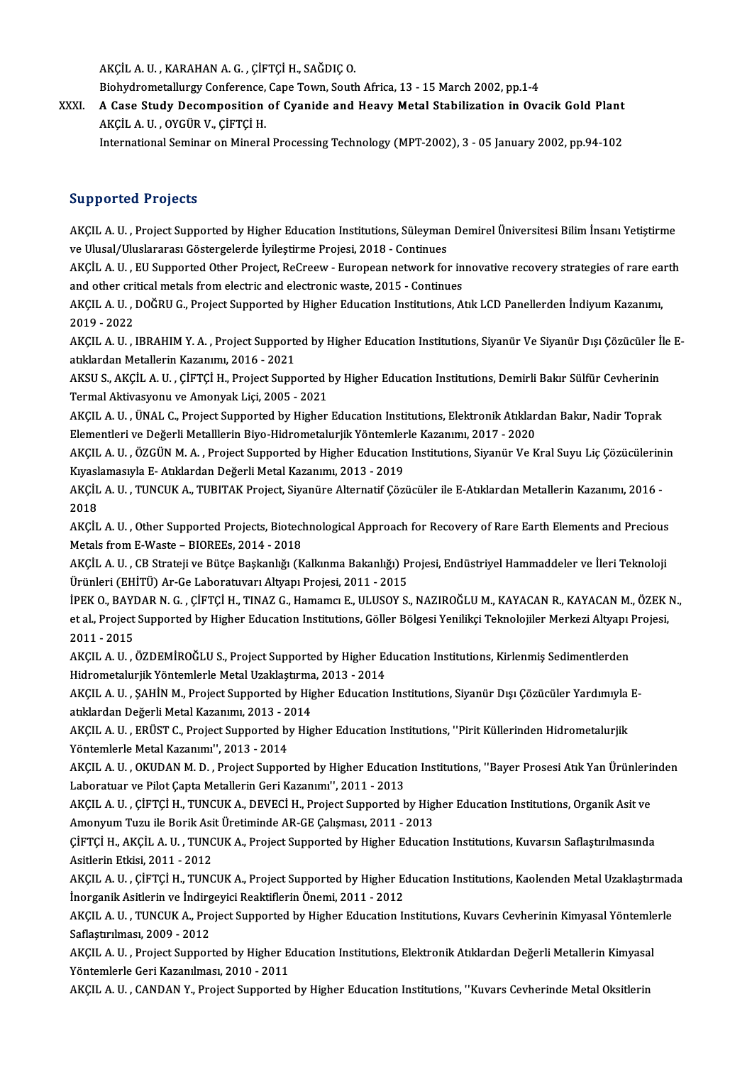AKÇİL A. U. , KARAHAN A. G. , ÇİFTÇİ H., SAĞDIÇ O.
Biohydrometallurgy Conference, Cape Town, South Africa, 13 - 15 March 2002, pp.1-4

XXXI. **A Case Study Decomposition of Cyanide and Heavy Metal Stabilization in Ovacik Gold Plant**
AKÇİL A. U. , OYGÜR V., ÇİFTÇİ H.
International Seminar on Mineral Processing Technology (MPT-2002), 3 - 05 January 2002, pp.94-102

## Supported Projects

AKÇIL A. U. , Project Supported by Higher Education Institutions, Süleyman Demirel Üniversitesi Bilim İnsanı Yetiştirme ve Ulusal/Uluslararası Göstergelerde İyileştirme Projesi, 2018 - Continues

AKÇİL A. U. , EU Supported Other Project, ReCreew - European network for innovative recovery strategies of rare earth and other critical metals from electric and electronic waste, 2015 - Continues

AKÇIL A. U. , DOĞRU G., Project Supported by Higher Education Institutions, Atık LCD Panellerden İndiyum Kazanımı, 2019 - 2022

AKÇIL A. U. , IBRAHIM Y. A. , Project Supported by Higher Education Institutions, Siyanür Ve Siyanür Dışı Çözücüler İle E-atıklardan Metallerin Kazanımı, 2016 - 2021

AKSU S., AKÇİL A. U. , ÇİFTÇİ H., Project Supported by Higher Education Institutions, Demirli Bakır Sülfür Cevherinin Termal Aktivasyonu ve Amonyak Liçi, 2005 - 2021

AKÇIL A. U. , ÜNAL C., Project Supported by Higher Education Institutions, Elektronik Atıklardan Bakır, Nadir Toprak Elementleri ve Değerli Metalllerin Biyo-Hidrometalurjik Yöntemlerle Kazanımı, 2017 - 2020

AKÇIL A. U. , ÖZGÜN M. A. , Project Supported by Higher Education Institutions, Siyanür Ve Kral Suyu Liç Çözücülerinin Kıyaslamasıyla E- Atıklardan Değerli Metal Kazanımı, 2013 - 2019

AKÇİL A. U. , TUNCUK A., TUBITAK Project, Siyanüre Alternatif Çözücüler ile E-Atıklardan Metallerin Kazanımı, 2016 - 2018

AKÇİL A. U. , Other Supported Projects, Biotechnological Approach for Recovery of Rare Earth Elements and Precious Metals from E-Waste – BIOREEs, 2014 - 2018

AKÇİL A. U. , CB Strateji ve Bütçe Başkanlığı (Kalkınma Bakanlığı) Projesi, Endüstriyel Hammaddeler ve İleri Teknoloji Ürünleri (EHİTÜ) Ar-Ge Laboratuvarı Altyapı Projesi, 2011 - 2015

İPEK O., BAYDAR N. G. , ÇİFTÇİ H., TINAZ G., Hamamcı E., ULUSOY S., NAZIROĞLU M., KAYACAN R., KAYACAN M., ÖZEK N., et al., Project Supported by Higher Education Institutions, Göller Bölgesi Yenilikçi Teknolojiler Merkezi Altyapı Projesi, 2011 - 2015

AKÇIL A. U. , ÖZDEMİROĞLU S., Project Supported by Higher Education Institutions, Kirlenmiş Sedimentlerden Hidrometalurjik Yöntemlerle Metal Uzaklaştırma, 2013 - 2014

AKÇIL A. U. , ŞAHİN M., Project Supported by Higher Education Institutions, Siyanür Dışı Çözücüler Yardımıyla E-atıklardan Değerli Metal Kazanımı, 2013 - 2014

AKÇIL A. U. , ERÜST C., Project Supported by Higher Education Institutions, ''Pirit Küllerinden Hidrometalurjik Yöntemlerle Metal Kazanımı'', 2013 - 2014

AKÇIL A. U. , OKUDAN M. D. , Project Supported by Higher Education Institutions, ''Bayer Prosesi Atık Yan Ürünlerinden Laboratuar ve Pilot Çapta Metallerin Geri Kazanımı'', 2011 - 2013

AKÇIL A. U. , ÇİFTÇİ H., TUNCUK A., DEVECİ H., Project Supported by Higher Education Institutions, Organik Asit ve Amonyum Tuzu ile Borik Asit Üretiminde AR-GE Çalışması, 2011 - 2013

ÇİFTÇİ H., AKÇİL A. U. , TUNCUK A., Project Supported by Higher Education Institutions, Kuvarsın Saflaştırılmasında Asitlerin Etkisi, 2011 - 2012

AKÇIL A. U. , ÇİFTÇİ H., TUNCUK A., Project Supported by Higher Education Institutions, Kaolenden Metal Uzaklaştırmada İnorganik Asitlerin ve İndirgeyici Reaktiflerin Önemi, 2011 - 2012

AKÇIL A. U. , TUNCUK A., Project Supported by Higher Education Institutions, Kuvars Cevherinin Kimyasal Yöntemlerle Saflaştırılması, 2009 - 2012

AKÇIL A. U. , Project Supported by Higher Education Institutions, Elektronik Atıklardan Değerli Metallerin Kimyasal Yöntemlerle Geri Kazanılması, 2010 - 2011

AKÇIL A. U. , CANDAN Y., Project Supported by Higher Education Institutions, ''Kuvars Cevherinde Metal Oksitlerin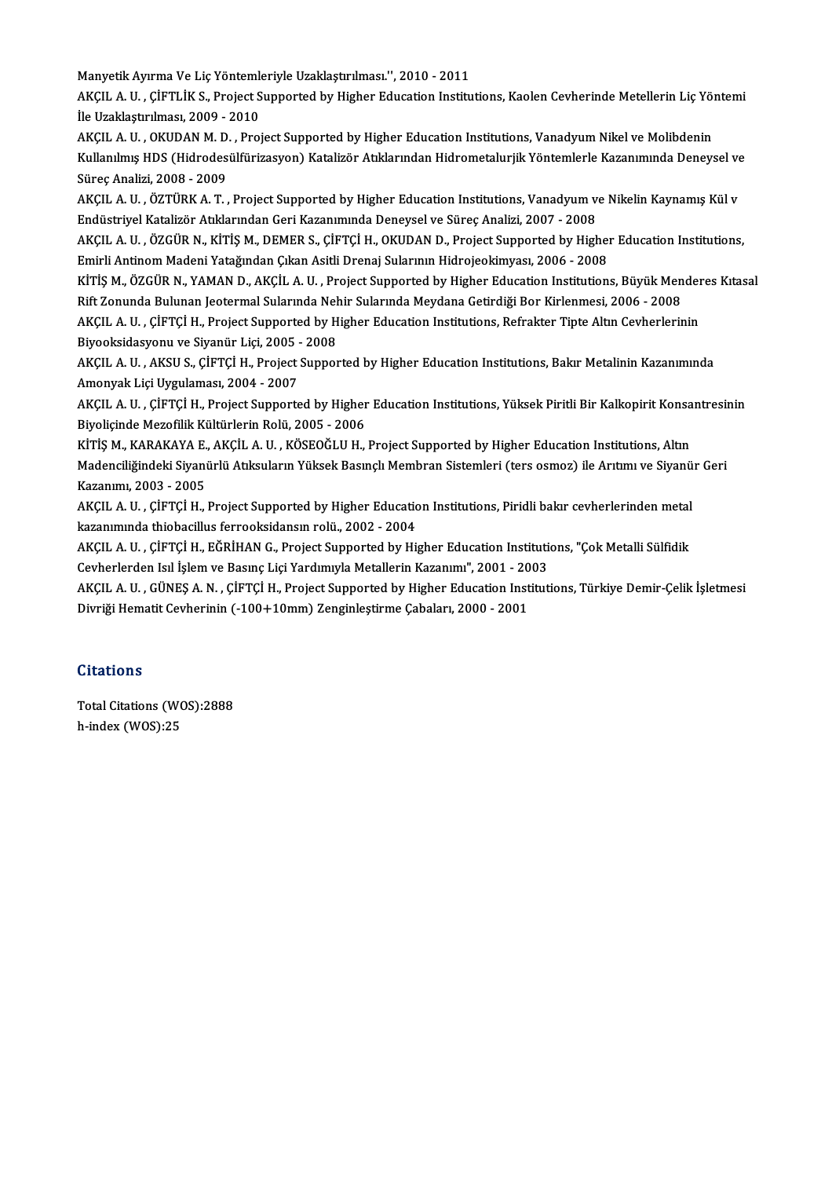Manyetik Ayırma Ve Liç Yöntemleriyle Uzaklaştırılması.'', 2010 - 2011

AKÇIL A. U. , ÇİFTLİK S., Project Supported by Higher Education Institutions, Kaolen Cevherinde Metellerin Liç Yöntemi İle Uzaklaştırılması, 2009 - 2010

AKÇIL A. U. , OKUDAN M. D. , Project Supported by Higher Education Institutions, Vanadyum Nikel ve Molibdenin Kullanılmış HDS (Hidrodesülfürizasyon) Katalizör Atıklarından Hidrometalurjik Yöntemlerle Kazanımında Deneysel ve Süreç Analizi, 2008 - 2009

AKÇIL A. U. , ÖZTÜRK A. T. , Project Supported by Higher Education Institutions, Vanadyum ve Nikelin Kaynamış Kül v Endüstriyel Katalizör Atıklarından Geri Kazanımında Deneysel ve Süreç Analizi, 2007 - 2008

AKÇIL A. U. , ÖZGÜR N., KİTİŞ M., DEMER S., ÇİFTÇİ H., OKUDAN D., Project Supported by Higher Education Institutions, Emirli Antinom Madeni Yatağından Çıkan Asitli Drenaj Sularının Hidrojeokimyası, 2006 - 2008

KİTİŞ M., ÖZGÜR N., YAMAN D., AKÇİL A. U. , Project Supported by Higher Education Institutions, Büyük Menderes Kıtasal Rift Zonunda Bulunan Jeotermal Sularında Nehir Sularında Meydana Getirdiği Bor Kirlenmesi, 2006 - 2008

AKÇIL A. U. , ÇİFTÇİ H., Project Supported by Higher Education Institutions, Refrakter Tipte Altın Cevherlerinin Biyooksidasyonu ve Siyanür Liçi, 2005 - 2008

AKÇIL A. U. , AKSU S., ÇİFTÇİ H., Project Supported by Higher Education Institutions, Bakır Metalinin Kazanımında Amonyak Liçi Uygulaması, 2004 - 2007

AKÇIL A. U. , ÇİFTÇİ H., Project Supported by Higher Education Institutions, Yüksek Piritli Bir Kalkopirit Konsantresinin Biyoliçinde Mezofilik Kültürlerin Rolü, 2005 - 2006

KİTİŞ M., KARAKAYA E., AKÇİL A. U. , KÖSEOĞLU H., Project Supported by Higher Education Institutions, Altın Madenciliğindeki Siyanürlü Atıksuların Yüksek Basınçlı Membran Sistemleri (ters osmoz) ile Arıtımı ve Siyanür Geri Kazanımı, 2003 - 2005

AKÇIL A. U. , ÇİFTÇİ H., Project Supported by Higher Education Institutions, Piridli bakır cevherlerinden metal kazanımında thiobacillus ferrooksidansın rolü., 2002 - 2004

AKÇIL A. U. , ÇİFTÇİ H., EĞRİHAN G., Project Supported by Higher Education Institutions, "Çok Metalli Sülfidik Cevherlerden Isıl İşlem ve Basınç Liçi Yardımıyla Metallerin Kazanımı", 2001 - 2003

AKÇIL A. U. , GÜNEŞ A. N. , ÇİFTÇİ H., Project Supported by Higher Education Institutions, Türkiye Demir-Çelik İşletmesi Divriği Hematit Cevherinin (-100+10mm) Zenginleştirme Çabaları, 2000 - 2001

## Citations

Total Citations (WOS):2888

h-index (WOS):25